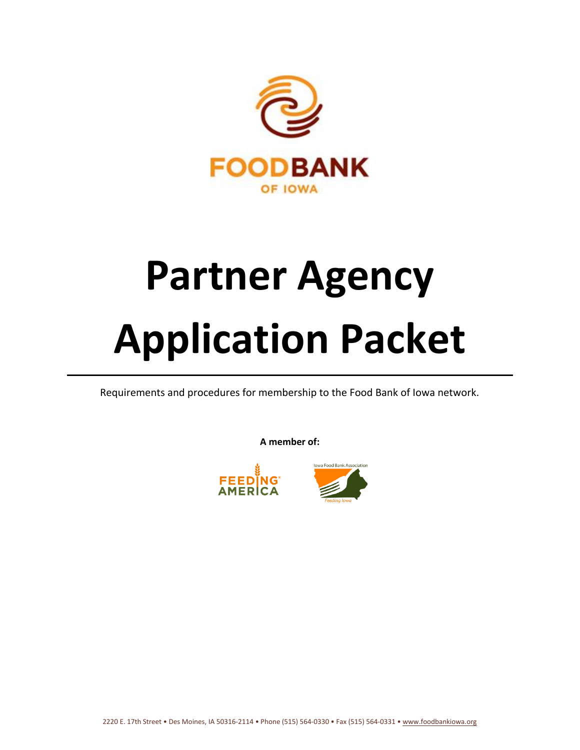FOODBANK
OF IOWA

# Partner Agency Application Packet

Requirements and procedures for membership to the Food Bank of Iowa network.

**A member of:**

FEEDING AMERICA

Iowa Food Bank Association
Feeding Iowa

2220 E. 17th Street • Des Moines, IA 50316-2114 • Phone (515) 564-0330 • Fax (515) 564-0331 • www.foodbankiowa.org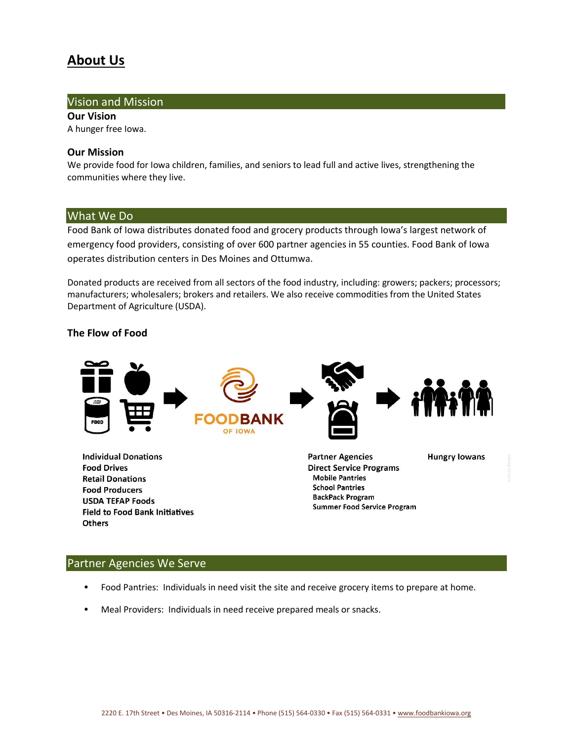# About Us

## Vision and Mission

### Our Vision

A hunger free Iowa.

### Our Mission

We provide food for Iowa children, families, and seniors to lead full and active lives, strengthening the communities where they live.

## What We Do

Food Bank of Iowa distributes donated food and grocery products through Iowa's largest network of emergency food providers, consisting of over 600 partner agencies in 55 counties. Food Bank of Iowa operates distribution centers in Des Moines and Ottumwa.

Donated products are received from all sectors of the food industry, including: growers; packers; processors; manufacturers; wholesalers; brokers and retailers. We also receive commodities from the United States Department of Agriculture (USDA).

### The Flow of Food

FOODBANK OF IOWA

**Individual Donations**
**Food Drives**
**Retail Donations**
**Food Producers**
**USDA TEFAP Foods**
**Field to Food Bank Initiatives**
**Others**

**Partner Agencies**
**Direct Service Programs**
- Mobile Pantries
- School Pantries
- BackPack Program
- Summer Food Service Program

**Hungry Iowans**

## Partner Agencies We Serve

- Food Pantries: Individuals in need visit the site and receive grocery items to prepare at home.
- Meal Providers: Individuals in need receive prepared meals or snacks.

2220 E. 17th Street • Des Moines, IA 50316-2114 • Phone (515) 564-0330 • Fax (515) 564-0331 • www.foodbankiowa.org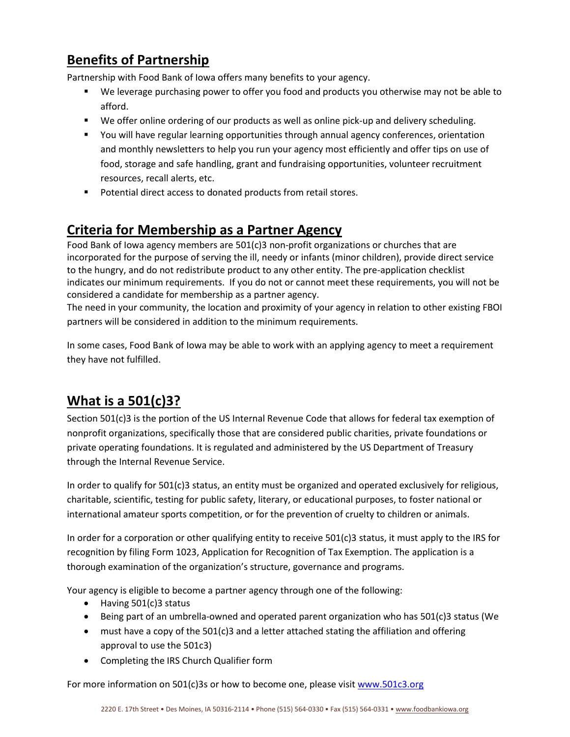## Benefits of Partnership

Partnership with Food Bank of Iowa offers many benefits to your agency.

- We leverage purchasing power to offer you food and products you otherwise may not be able to afford.
- We offer online ordering of our products as well as online pick-up and delivery scheduling.
- You will have regular learning opportunities through annual agency conferences, orientation and monthly newsletters to help you run your agency most efficiently and offer tips on use of food, storage and safe handling, grant and fundraising opportunities, volunteer recruitment resources, recall alerts, etc.
- Potential direct access to donated products from retail stores.

## Criteria for Membership as a Partner Agency

Food Bank of Iowa agency members are 501(c)3 non-profit organizations or churches that are incorporated for the purpose of serving the ill, needy or infants (minor children), provide direct service to the hungry, and do not redistribute product to any other entity. The pre-application checklist indicates our minimum requirements. If you do not or cannot meet these requirements, you will not be considered a candidate for membership as a partner agency.
The need in your community, the location and proximity of your agency in relation to other existing FBOI partners will be considered in addition to the minimum requirements.

In some cases, Food Bank of Iowa may be able to work with an applying agency to meet a requirement they have not fulfilled.

## What is a 501(c)3?

Section 501(c)3 is the portion of the US Internal Revenue Code that allows for federal tax exemption of nonprofit organizations, specifically those that are considered public charities, private foundations or private operating foundations. It is regulated and administered by the US Department of Treasury through the Internal Revenue Service.

In order to qualify for 501(c)3 status, an entity must be organized and operated exclusively for religious, charitable, scientific, testing for public safety, literary, or educational purposes, to foster national or international amateur sports competition, or for the prevention of cruelty to children or animals.

In order for a corporation or other qualifying entity to receive 501(c)3 status, it must apply to the IRS for recognition by filing Form 1023, Application for Recognition of Tax Exemption. The application is a thorough examination of the organization's structure, governance and programs.

Your agency is eligible to become a partner agency through one of the following:

- Having 501(c)3 status
- Being part of an umbrella-owned and operated parent organization who has 501(c)3 status (We
- must have a copy of the 501(c)3 and a letter attached stating the affiliation and offering approval to use the 501c3)
- Completing the IRS Church Qualifier form

For more information on 501(c)3s or how to become one, please visit [www.501c3.org](http://www.501c3.org)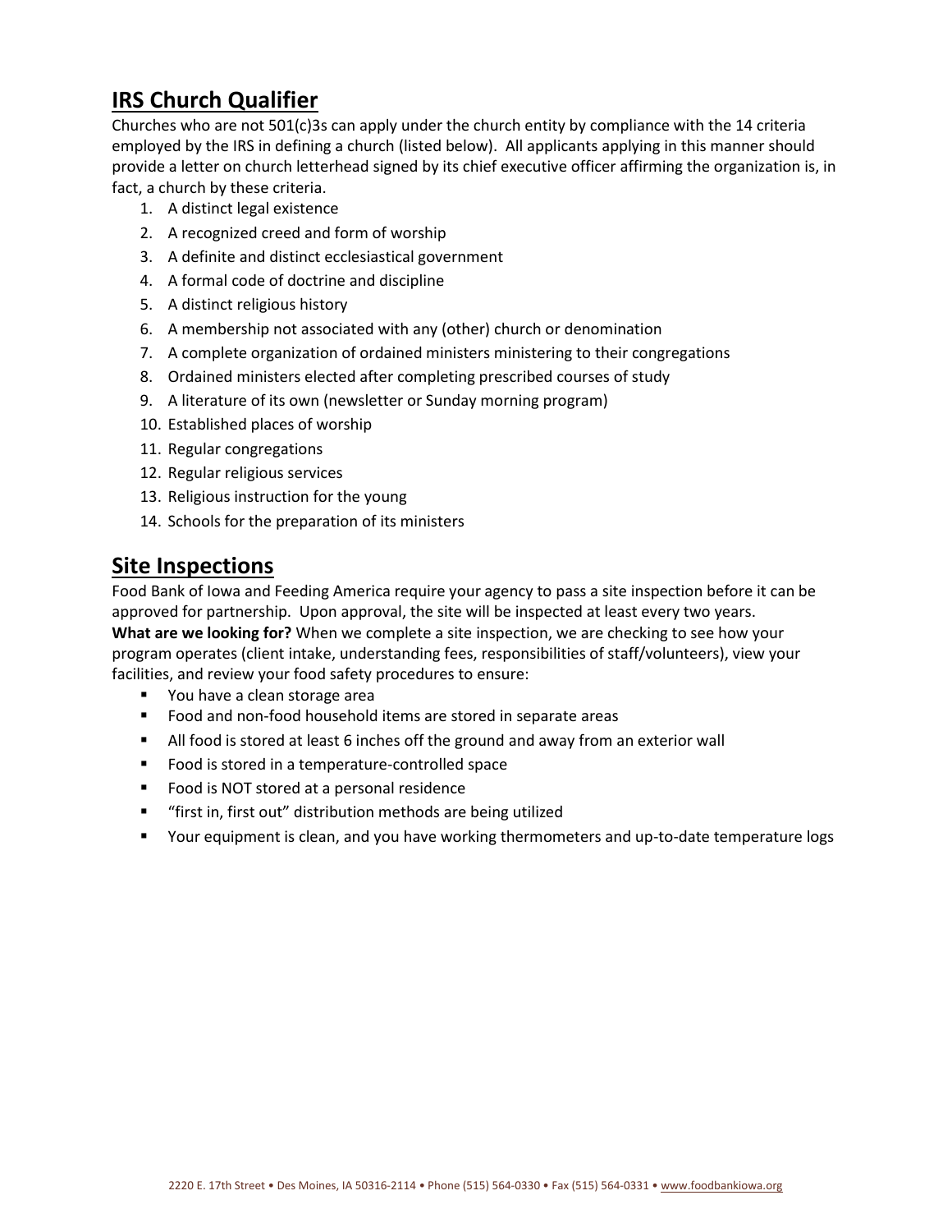## IRS Church Qualifier

Churches who are not 501(c)3s can apply under the church entity by compliance with the 14 criteria employed by the IRS in defining a church (listed below). All applicants applying in this manner should provide a letter on church letterhead signed by its chief executive officer affirming the organization is, in fact, a church by these criteria.

1. A distinct legal existence
2. A recognized creed and form of worship
3. A definite and distinct ecclesiastical government
4. A formal code of doctrine and discipline
5. A distinct religious history
6. A membership not associated with any (other) church or denomination
7. A complete organization of ordained ministers ministering to their congregations
8. Ordained ministers elected after completing prescribed courses of study
9. A literature of its own (newsletter or Sunday morning program)
10. Established places of worship
11. Regular congregations
12. Regular religious services
13. Religious instruction for the young
14. Schools for the preparation of its ministers

## Site Inspections

Food Bank of Iowa and Feeding America require your agency to pass a site inspection before it can be approved for partnership. Upon approval, the site will be inspected at least every two years.

**What are we looking for?** When we complete a site inspection, we are checking to see how your program operates (client intake, understanding fees, responsibilities of staff/volunteers), view your facilities, and review your food safety procedures to ensure:

- You have a clean storage area
- Food and non-food household items are stored in separate areas
- All food is stored at least 6 inches off the ground and away from an exterior wall
- Food is stored in a temperature-controlled space
- Food is NOT stored at a personal residence
- "first in, first out" distribution methods are being utilized
- Your equipment is clean, and you have working thermometers and up-to-date temperature logs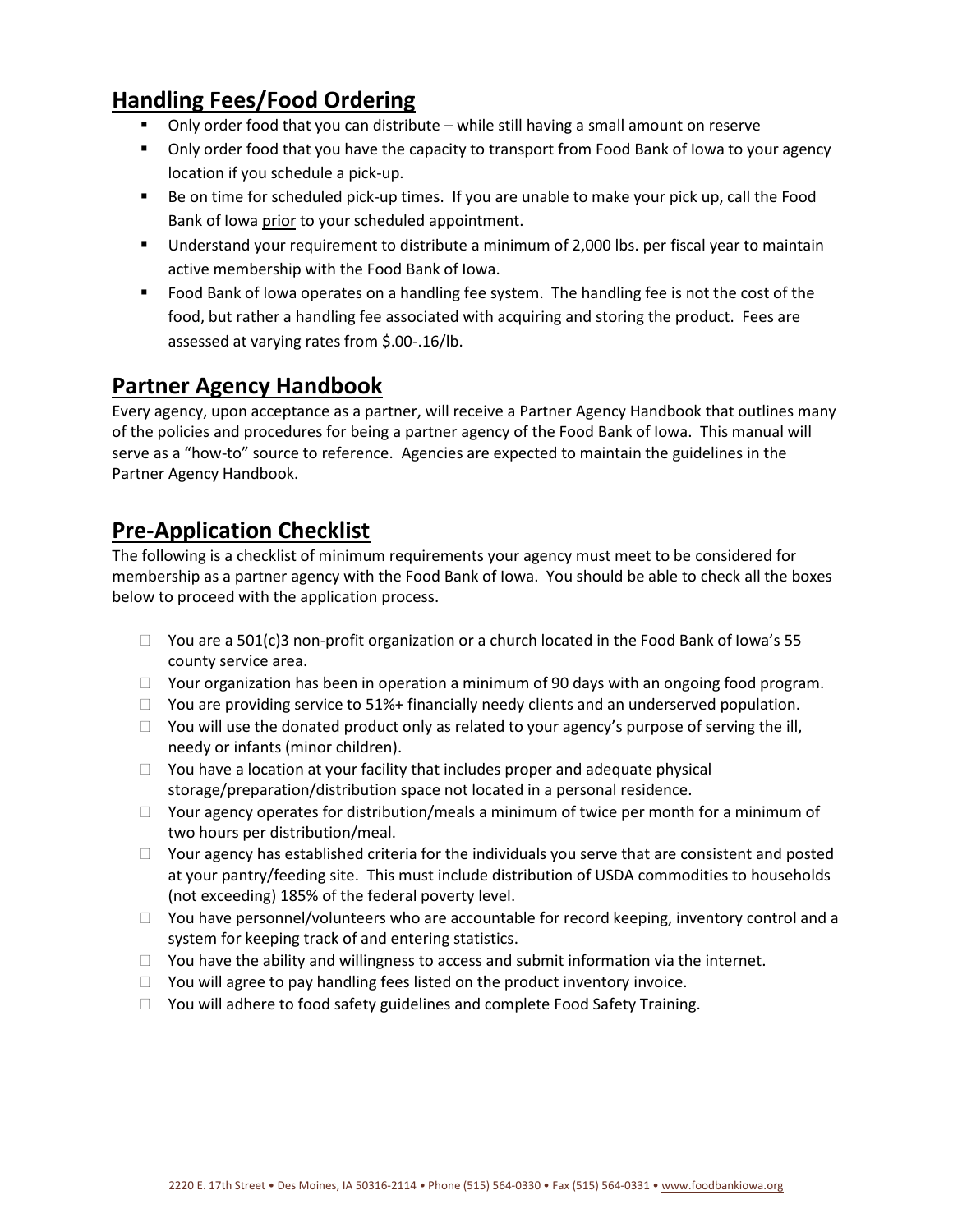## Handling Fees/Food Ordering

- Only order food that you can distribute – while still having a small amount on reserve
- Only order food that you have the capacity to transport from Food Bank of Iowa to your agency location if you schedule a pick-up.
- Be on time for scheduled pick-up times. If you are unable to make your pick up, call the Food Bank of Iowa prior to your scheduled appointment.
- Understand your requirement to distribute a minimum of 2,000 lbs. per fiscal year to maintain active membership with the Food Bank of Iowa.
- Food Bank of Iowa operates on a handling fee system. The handling fee is not the cost of the food, but rather a handling fee associated with acquiring and storing the product. Fees are assessed at varying rates from $.00-.16/lb.

## Partner Agency Handbook

Every agency, upon acceptance as a partner, will receive a Partner Agency Handbook that outlines many of the policies and procedures for being a partner agency of the Food Bank of Iowa. This manual will serve as a "how-to" source to reference. Agencies are expected to maintain the guidelines in the Partner Agency Handbook.

## Pre-Application Checklist

The following is a checklist of minimum requirements your agency must meet to be considered for membership as a partner agency with the Food Bank of Iowa. You should be able to check all the boxes below to proceed with the application process.

- [ ] You are a 501(c)3 non-profit organization or a church located in the Food Bank of Iowa's 55 county service area.
- [ ] Your organization has been in operation a minimum of 90 days with an ongoing food program.
- [ ] You are providing service to 51%+ financially needy clients and an underserved population.
- [ ] You will use the donated product only as related to your agency's purpose of serving the ill, needy or infants (minor children).
- [ ] You have a location at your facility that includes proper and adequate physical storage/preparation/distribution space not located in a personal residence.
- [ ] Your agency operates for distribution/meals a minimum of twice per month for a minimum of two hours per distribution/meal.
- [ ] Your agency has established criteria for the individuals you serve that are consistent and posted at your pantry/feeding site. This must include distribution of USDA commodities to households (not exceeding) 185% of the federal poverty level.
- [ ] You have personnel/volunteers who are accountable for record keeping, inventory control and a system for keeping track of and entering statistics.
- [ ] You have the ability and willingness to access and submit information via the internet.
- [ ] You will agree to pay handling fees listed on the product inventory invoice.
- [ ] You will adhere to food safety guidelines and complete Food Safety Training.

2220 E. 17th Street • Des Moines, IA 50316-2114 • Phone (515) 564-0330 • Fax (515) 564-0331 • www.foodbankiowa.org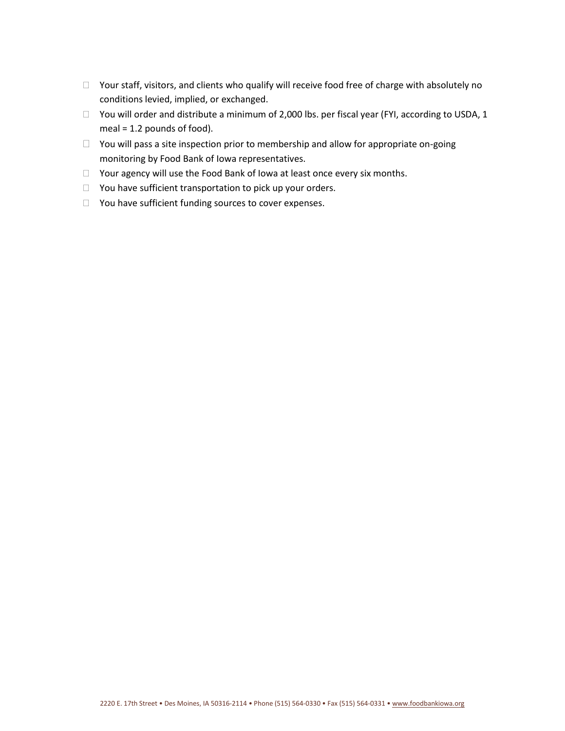- Your staff, visitors, and clients who qualify will receive food free of charge with absolutely no conditions levied, implied, or exchanged.
- You will order and distribute a minimum of 2,000 lbs. per fiscal year (FYI, according to USDA, 1 meal = 1.2 pounds of food).
- You will pass a site inspection prior to membership and allow for appropriate on-going monitoring by Food Bank of Iowa representatives.
- Your agency will use the Food Bank of Iowa at least once every six months.
- You have sufficient transportation to pick up your orders.
- You have sufficient funding sources to cover expenses.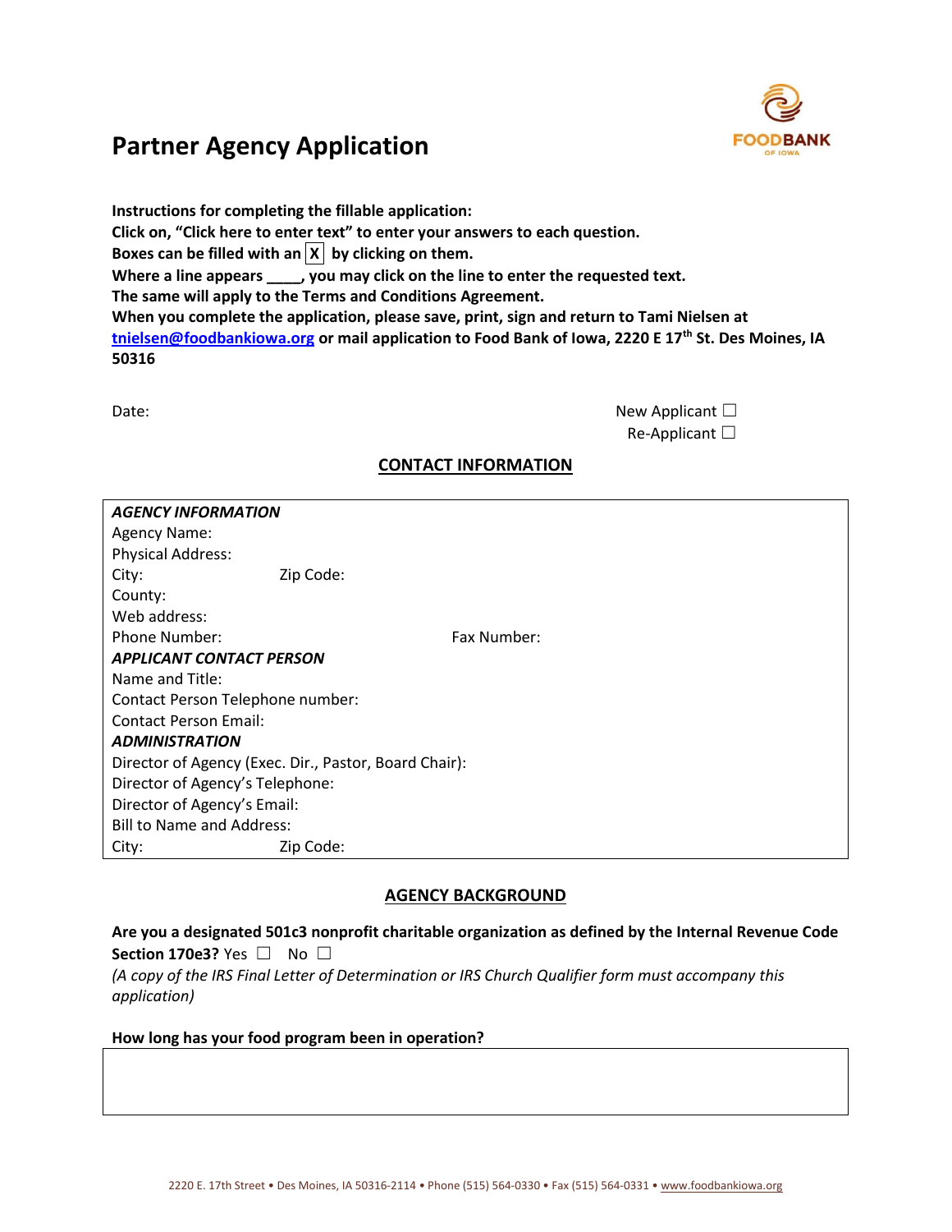# Partner Agency Application

**Instructions for completing the fillable application:**
**Click on, "Click here to enter text" to enter your answers to each question.**
**Boxes can be filled with an X by clicking on them.**
**Where a line appears ____, you may click on the line to enter the requested text.**
**The same will apply to the Terms and Conditions Agreement.**
**When you complete the application, please save, print, sign and return to Tami Nielsen at tnielsen@foodbankiowa.org or mail application to Food Bank of Iowa, 2220 E 17th St. Des Moines, IA 50316**

Date:

New Applicant ☐
Re-Applicant ☐

## CONTACT INFORMATION

***AGENCY INFORMATION***
Agency Name:
Physical Address:
City: Zip Code:
County:
Web address:
Phone Number: Fax Number:

***APPLICANT CONTACT PERSON***
Name and Title:
Contact Person Telephone number:
Contact Person Email:

***ADMINISTRATION***
Director of Agency (Exec. Dir., Pastor, Board Chair):
Director of Agency's Telephone:
Director of Agency's Email:
Bill to Name and Address:
City: Zip Code:

## AGENCY BACKGROUND

**Are you a designated 501c3 nonprofit charitable organization as defined by the Internal Revenue Code Section 170e3?** Yes ☐ No ☐
*(A copy of the IRS Final Letter of Determination or IRS Church Qualifier form must accompany this application)*

**How long has your food program been in operation?**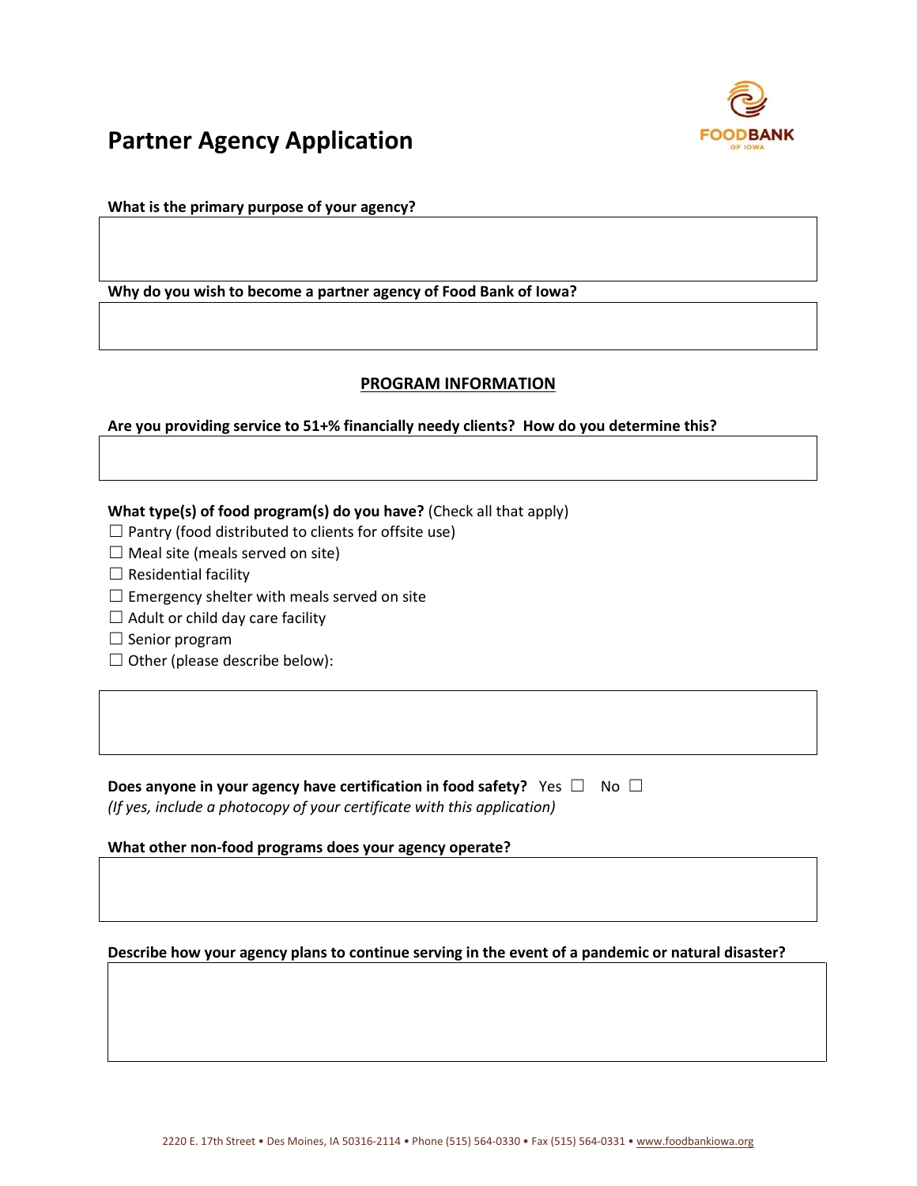# Partner Agency Application

**What is the primary purpose of your agency?**

**Why do you wish to become a partner agency of Food Bank of Iowa?**

## PROGRAM INFORMATION

**Are you providing service to 51+% financially needy clients? How do you determine this?**

**What type(s) of food program(s) do you have?** (Check all that apply)

☐ Pantry (food distributed to clients for offsite use)
☐ Meal site (meals served on site)
☐ Residential facility
☐ Emergency shelter with meals served on site
☐ Adult or child day care facility
☐ Senior program
☐ Other (please describe below):

**Does anyone in your agency have certification in food safety?** Yes ☐ No ☐
*(If yes, include a photocopy of your certificate with this application)*

**What other non-food programs does your agency operate?**

**Describe how your agency plans to continue serving in the event of a pandemic or natural disaster?**

2220 E. 17th Street • Des Moines, IA 50316-2114 • Phone (515) 564-0330 • Fax (515) 564-0331 • www.foodbankiowa.org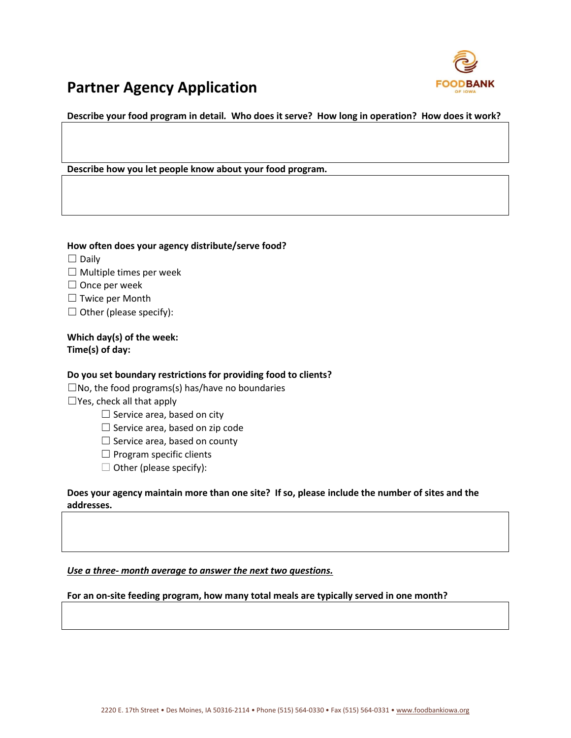# Partner Agency Application

**Describe your food program in detail. Who does it serve? How long in operation? How does it work?**

**Describe how you let people know about your food program.**

**How often does your agency distribute/serve food?**

☐ Daily
☐ Multiple times per week
☐ Once per week
☐ Twice per Month
☐ Other (please specify):

**Which day(s) of the week:**
**Time(s) of day:**

**Do you set boundary restrictions for providing food to clients?**

☐No, the food programs(s) has/have no boundaries
☐Yes, check all that apply

- ☐ Service area, based on city
- ☐ Service area, based on zip code
- ☐ Service area, based on county
- ☐ Program specific clients
- ☐ Other (please specify):

**Does your agency maintain more than one site? If so, please include the number of sites and the addresses.**

***Use a three- month average to answer the next two questions.***

**For an on-site feeding program, how many total meals are typically served in one month?**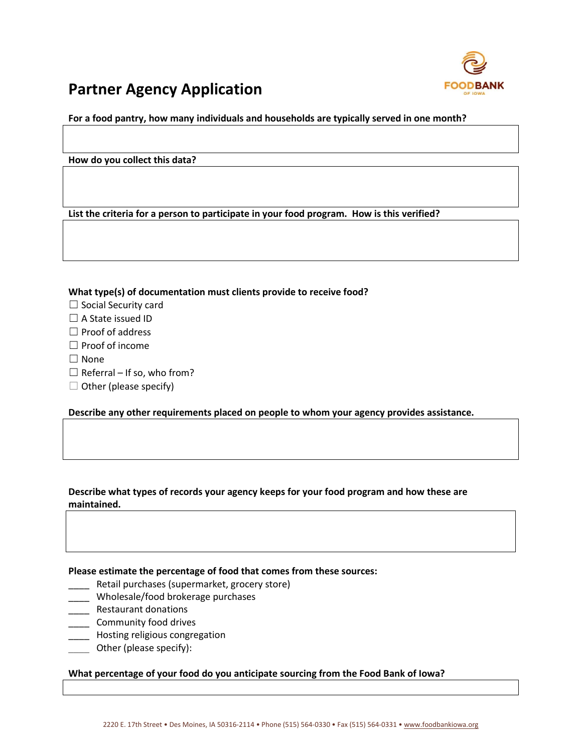# Partner Agency Application

**For a food pantry, how many individuals and households are typically served in one month?**

**How do you collect this data?**

**List the criteria for a person to participate in your food program. How is this verified?**

**What type(s) of documentation must clients provide to receive food?**

- ☐ Social Security card
- ☐ A State issued ID
- ☐ Proof of address
- ☐ Proof of income
- ☐ None
- ☐ Referral – If so, who from?
- ☐ Other (please specify)

**Describe any other requirements placed on people to whom your agency provides assistance.**

**Describe what types of records your agency keeps for your food program and how these are maintained.**

**Please estimate the percentage of food that comes from these sources:**

____ Retail purchases (supermarket, grocery store)
____ Wholesale/food brokerage purchases
____ Restaurant donations
____ Community food drives
____ Hosting religious congregation
____ Other (please specify):

**What percentage of your food do you anticipate sourcing from the Food Bank of Iowa?**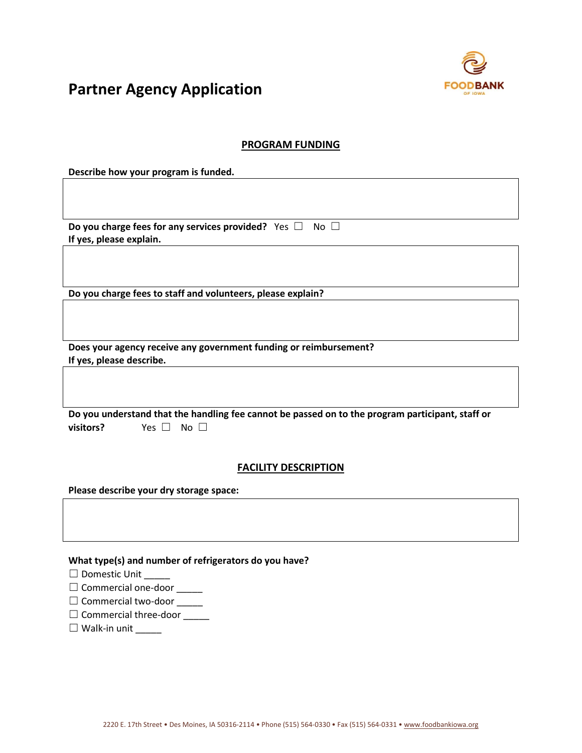# Partner Agency Application

FOODBANK OF IOWA

## PROGRAM FUNDING

**Describe how your program is funded.**

**Do you charge fees for any services provided?** Yes ☐ No ☐
**If yes, please explain.**

**Do you charge fees to staff and volunteers, please explain?**

**Does your agency receive any government funding or reimbursement?**
**If yes, please describe.**

**Do you understand that the handling fee cannot be passed on to the program participant, staff or visitors?** Yes ☐ No ☐

## FACILITY DESCRIPTION

**Please describe your dry storage space:**

**What type(s) and number of refrigerators do you have?**

☐ Domestic Unit _____
☐ Commercial one-door _____
☐ Commercial two-door _____
☐ Commercial three-door _____
☐ Walk-in unit _____

2220 E. 17th Street • Des Moines, IA 50316-2114 • Phone (515) 564-0330 • Fax (515) 564-0331 • www.foodbankiowa.org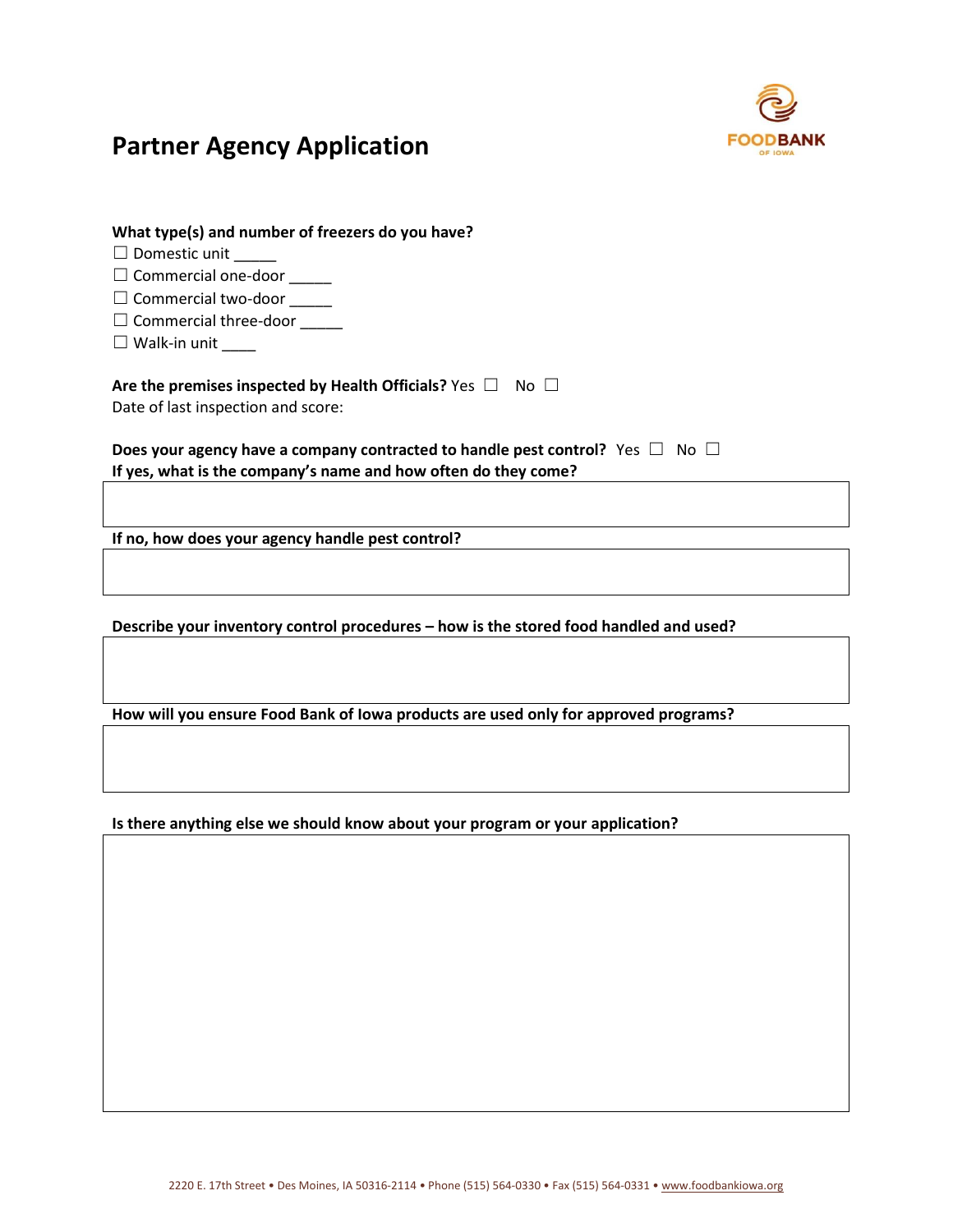# Partner Agency Application

**What type(s) and number of freezers do you have?**

☐ Domestic unit _____
☐ Commercial one-door _____
☐ Commercial two-door _____
☐ Commercial three-door _____
☐ Walk-in unit ____

**Are the premises inspected by Health Officials?** Yes ☐ No ☐
Date of last inspection and score:

**Does your agency have a company contracted to handle pest control?** Yes ☐ No ☐
**If yes, what is the company's name and how often do they come?**

**If no, how does your agency handle pest control?**

**Describe your inventory control procedures – how is the stored food handled and used?**

**How will you ensure Food Bank of Iowa products are used only for approved programs?**

**Is there anything else we should know about your program or your application?**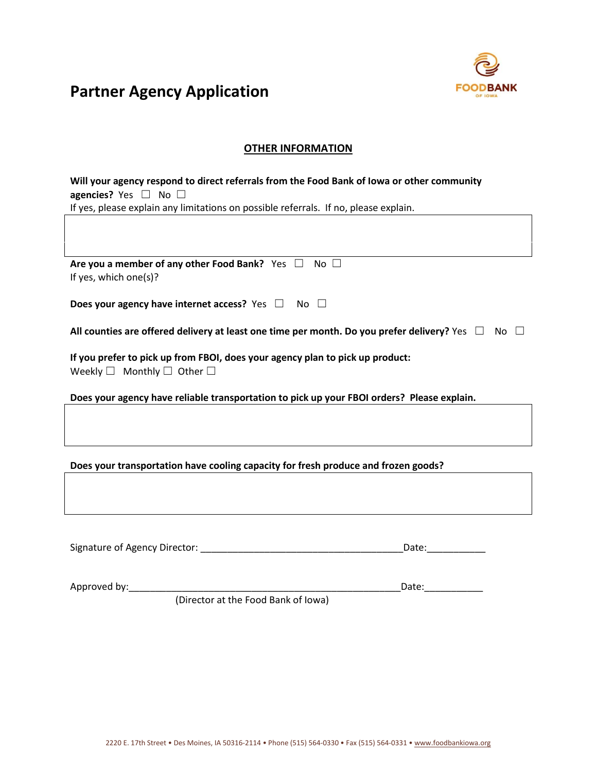# Partner Agency Application

FOODBANK OF IOWA

## OTHER INFORMATION

**Will your agency respond to direct referrals from the Food Bank of Iowa or other community agencies?** Yes ☐ No ☐

If yes, please explain any limitations on possible referrals. If no, please explain.

**Are you a member of any other Food Bank?** Yes ☐ No ☐

If yes, which one(s)?

**Does your agency have internet access?** Yes ☐ No ☐

**All counties are offered delivery at least one time per month. Do you prefer delivery?** Yes ☐ No ☐

**If you prefer to pick up from FBOI, does your agency plan to pick up product:**

Weekly ☐ Monthly ☐ Other ☐

**Does your agency have reliable transportation to pick up your FBOI orders? Please explain.**

**Does your transportation have cooling capacity for fresh produce and frozen goods?**

Signature of Agency Director: ______________________________________Date:___________

Approved by:____________________________________________________Date:___________

(Director at the Food Bank of Iowa)

2220 E. 17th Street • Des Moines, IA 50316-2114 • Phone (515) 564-0330 • Fax (515) 564-0331 • www.foodbankiowa.org